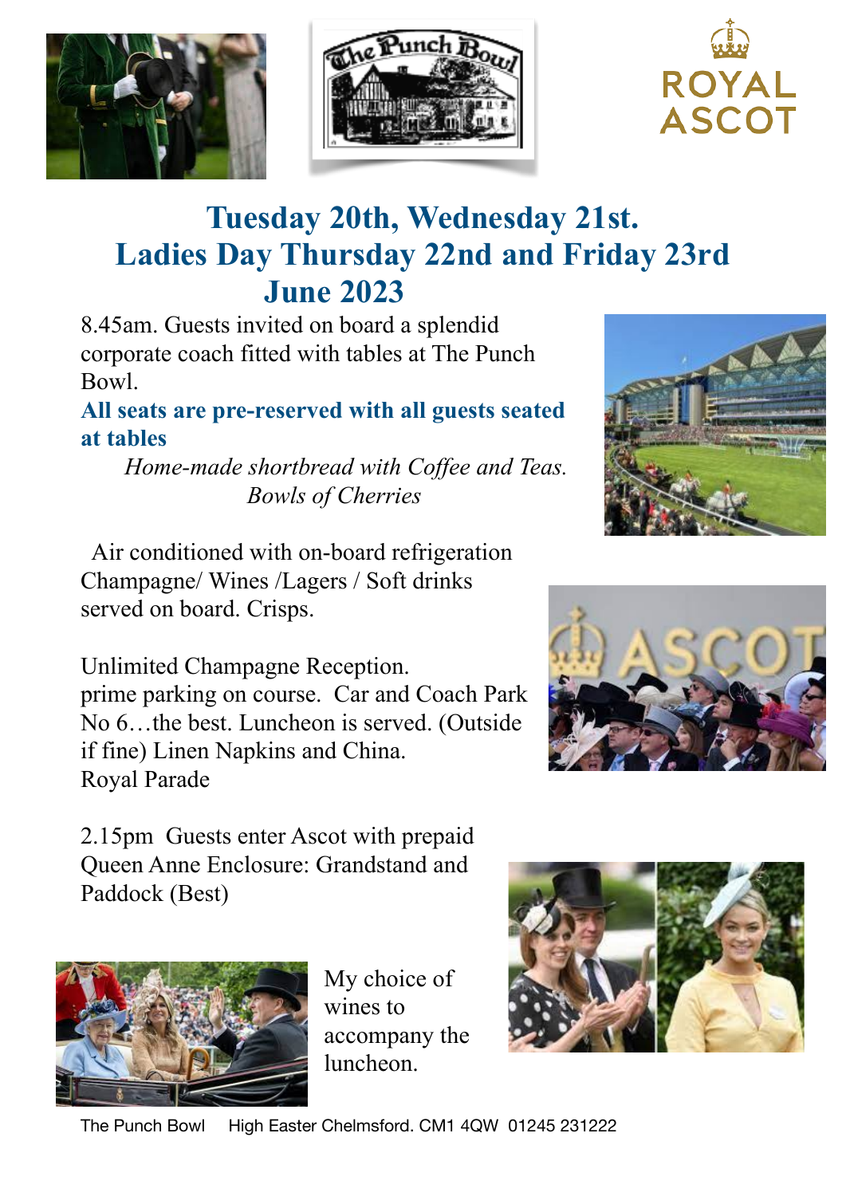# Tuesday 20th, Wednesday 21st. Ladies Day Thursday 22nd and Friday 23rd June 2023

8.45am. Guests invited on board a splendid corporate coach fitted with tables at The Punch Bowl.

**All seats are pre-reserved with all guests seated at tables**

*Home-made shortbread with Coffee and Teas.*
*Bowls of Cherries*

Air conditioned with on-board refrigeration
Champagne/ Wines /Lagers / Soft drinks served on board. Crisps.

Unlimited Champagne Reception.
prime parking on course. Car and Coach Park No 6…the best. Luncheon is served. (Outside if fine) Linen Napkins and China.
Royal Parade

2.15pm Guests enter Ascot with prepaid Queen Anne Enclosure: Grandstand and Paddock (Best)

My choice of wines to accompany the luncheon.

The Punch Bowl High Easter Chelmsford. CM1 4QW 01245 231222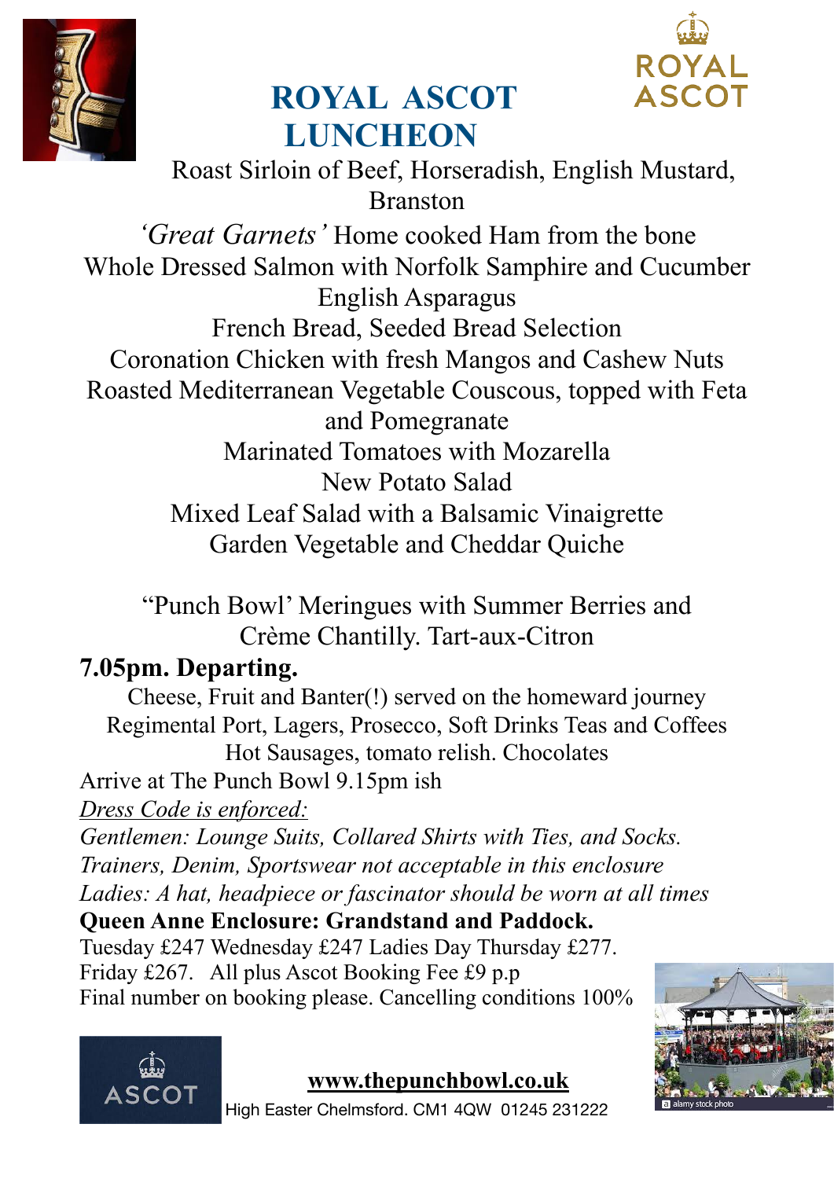# ROYAL ASCOT LUNCHEON

ROYAL ASCOT

Roast Sirloin of Beef, Horseradish, English Mustard, Branston

*'Great Garnets'* Home cooked Ham from the bone

Whole Dressed Salmon with Norfolk Samphire and Cucumber

English Asparagus

French Bread, Seeded Bread Selection

Coronation Chicken with fresh Mangos and Cashew Nuts

Roasted Mediterranean Vegetable Couscous, topped with Feta and Pomegranate

Marinated Tomatoes with Mozarella

New Potato Salad

Mixed Leaf Salad with a Balsamic Vinaigrette

Garden Vegetable and Cheddar Quiche

"Punch Bowl' Meringues with Summer Berries and Crème Chantilly. Tart-aux-Citron

**7.05pm. Departing.**

Cheese, Fruit and Banter(!) served on the homeward journey

Regimental Port, Lagers, Prosecco, Soft Drinks Teas and Coffees

Hot Sausages, tomato relish. Chocolates

Arrive at The Punch Bowl 9.15pm ish

*Dress Code is enforced:*

*Gentlemen: Lounge Suits, Collared Shirts with Ties, and Socks.*
*Trainers, Denim, Sportswear not acceptable in this enclosure*
*Ladies: A hat, headpiece or fascinator should be worn at all times*

**Queen Anne Enclosure: Grandstand and Paddock.**

Tuesday £247 Wednesday £247 Ladies Day Thursday £277.
Friday £267. All plus Ascot Booking Fee £9 p.p
Final number on booking please. Cancelling conditions 100%

ASCOT

**www.thepunchbowl.co.uk**

High Easter Chelmsford. CM1 4QW 01245 231222